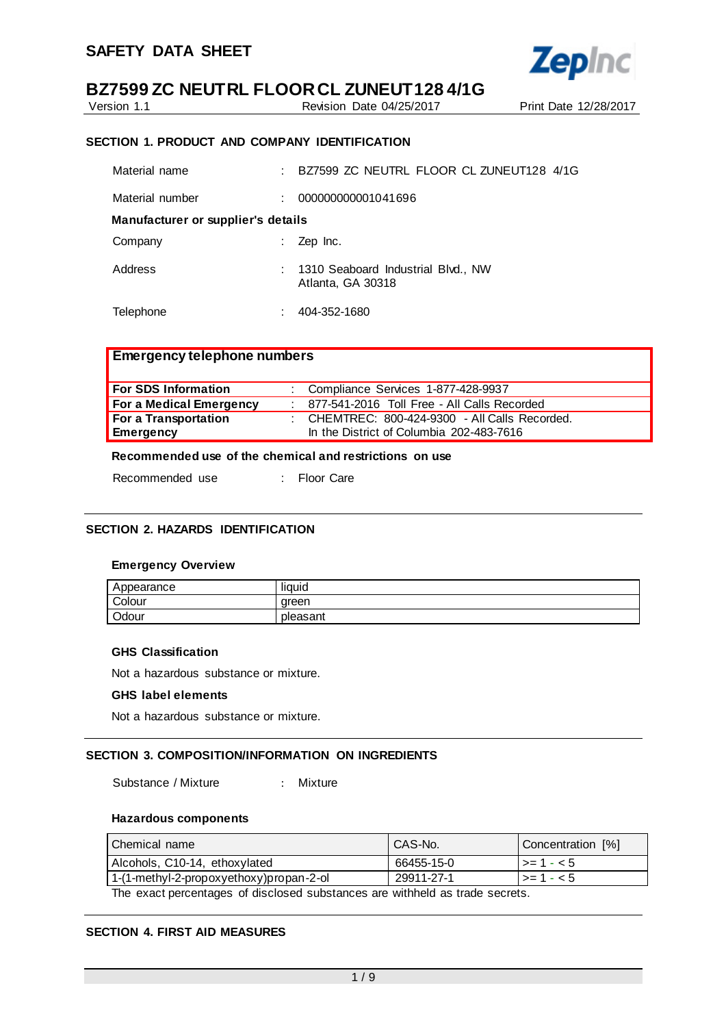# SAFETY DATA SHEET

## BZ7599 ZC NEUTRL FLOOR CL ZUNEUT128 4/1G

Version 1.1 | Revision Date 04/25/2017 | Print Date 12/28/2017

### SECTION 1. PRODUCT AND COMPANY IDENTIFICATION

Material name : BZ7599 ZC NEUTRL FLOOR CL ZUNEUT128 4/1G

Material number : 000000000001041696

**Manufacturer or supplier's details**

Company : Zep Inc.

Address : 1310 Seaboard Industrial Blvd., NW
Atlanta, GA 30318

Telephone : 404-352-1680

**Emergency telephone numbers**

| | |
|---|---|
| **For SDS Information** | : Compliance Services 1-877-428-9937 |
| **For a Medical Emergency** | : 877-541-2016 Toll Free - All Calls Recorded |
| **For a Transportation Emergency** | : CHEMTREC: 800-424-9300 - All Calls Recorded. In the District of Columbia 202-483-7616 |

**Recommended use of the chemical and restrictions on use**

Recommended use : Floor Care

### SECTION 2. HAZARDS IDENTIFICATION

**Emergency Overview**

| | |
|---|---|
| Appearance | liquid |
| Colour | green |
| Odour | pleasant |

**GHS Classification**

Not a hazardous substance or mixture.

**GHS label elements**

Not a hazardous substance or mixture.

### SECTION 3. COMPOSITION/INFORMATION ON INGREDIENTS

Substance / Mixture : Mixture

**Hazardous components**

| Chemical name | CAS-No. | Concentration [%] |
|---|---|---|
| Alcohols, C10-14, ethoxylated | 66455-15-0 | >= 1 - < 5 |
| 1-(1-methyl-2-propoxyethoxy)propan-2-ol | 29911-27-1 | >= 1 - < 5 |

The exact percentages of disclosed substances are withheld as trade secrets.

### SECTION 4. FIRST AID MEASURES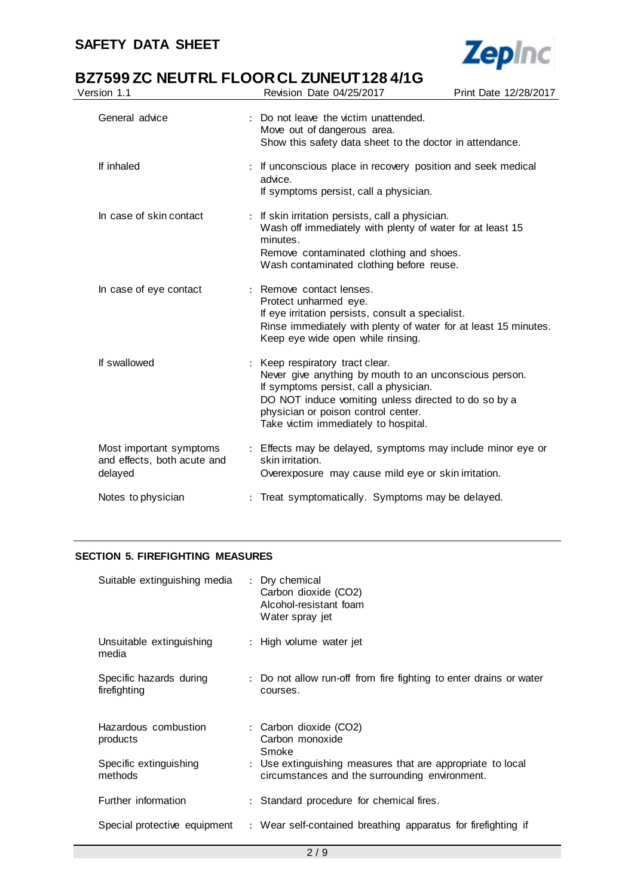| | |
|---|---|
| General advice | : Do not leave the victim unattended.<br>Move out of dangerous area.<br>Show this safety data sheet to the doctor in attendance. |
| If inhaled | : If unconscious place in recovery position and seek medical advice.<br>If symptoms persist, call a physician. |
| In case of skin contact | : If skin irritation persists, call a physician.<br>Wash off immediately with plenty of water for at least 15 minutes.<br>Remove contaminated clothing and shoes.<br>Wash contaminated clothing before reuse. |
| In case of eye contact | : Remove contact lenses.<br>Protect unharmed eye.<br>If eye irritation persists, consult a specialist.<br>Rinse immediately with plenty of water for at least 15 minutes.<br>Keep eye wide open while rinsing. |
| If swallowed | : Keep respiratory tract clear.<br>Never give anything by mouth to an unconscious person.<br>If symptoms persist, call a physician.<br>DO NOT induce vomiting unless directed to do so by a physician or poison control center.<br>Take victim immediately to hospital. |
| Most important symptoms and effects, both acute and delayed | : Effects may be delayed, symptoms may include minor eye or skin irritation.<br>Overexposure may cause mild eye or skin irritation. |
| Notes to physician | : Treat symptomatically. Symptoms may be delayed. |

## SECTION 5. FIREFIGHTING MEASURES

| | |
|---|---|
| Suitable extinguishing media | : Dry chemical<br>Carbon dioxide ($CO_2$)<br>Alcohol-resistant foam<br>Water spray jet |
| Unsuitable extinguishing media | : High volume water jet |
| Specific hazards during firefighting | : Do not allow run-off from fire fighting to enter drains or water courses. |
| Hazardous combustion products | : Carbon dioxide ($CO_2$)<br>Carbon monoxide<br>Smoke |
| Specific extinguishing methods | : Use extinguishing measures that are appropriate to local circumstances and the surrounding environment. |
| Further information | : Standard procedure for chemical fires. |
| Special protective equipment | : Wear self-contained breathing apparatus for firefighting if |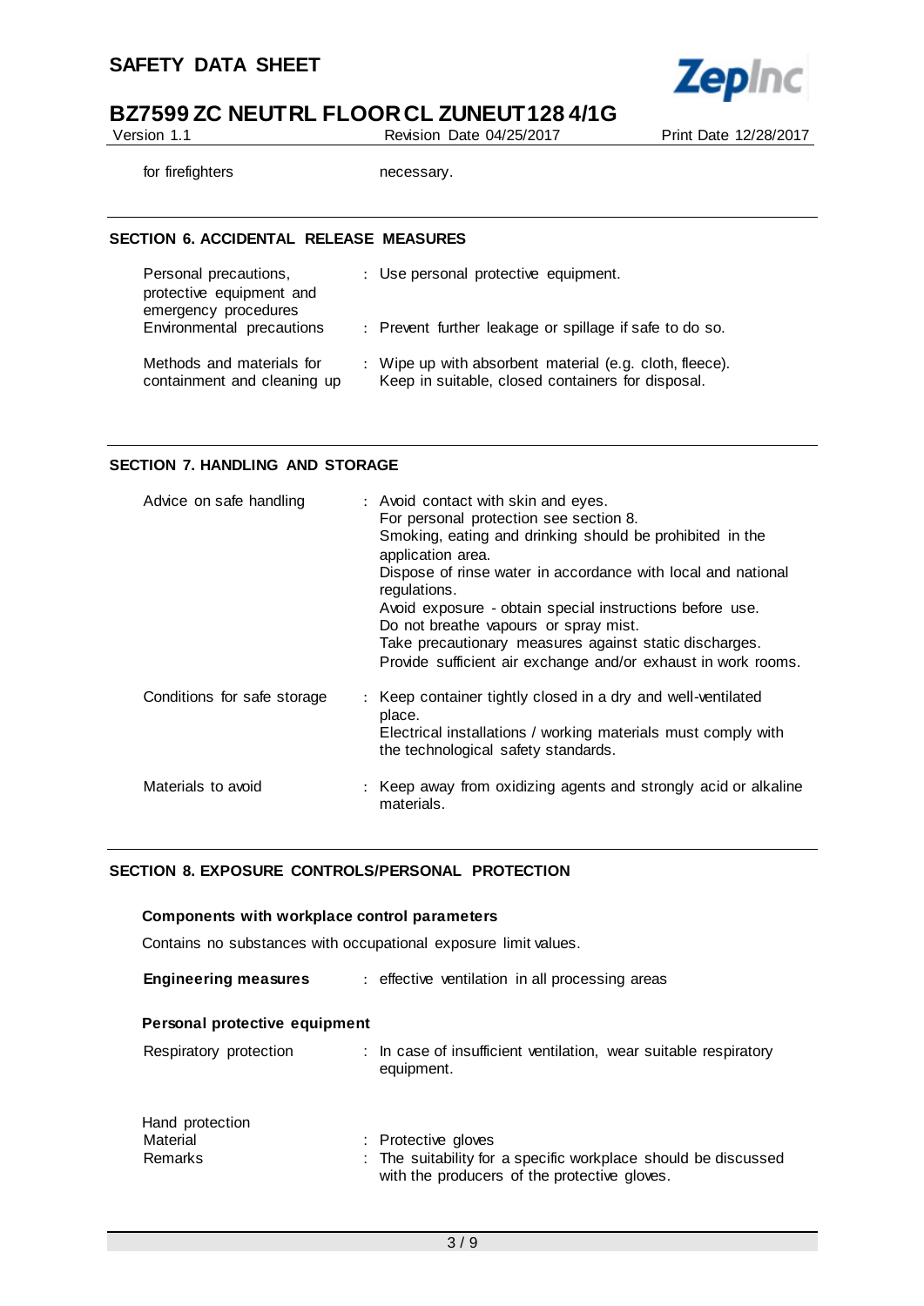| | |
|---|---|
| for firefighters | necessary. |

## SECTION 6. ACCIDENTAL RELEASE MEASURES

| | |
|---|---|
| Personal precautions, protective equipment and emergency procedures | : Use personal protective equipment. |
| Environmental precautions | : Prevent further leakage or spillage if safe to do so. |
| Methods and materials for containment and cleaning up | : Wipe up with absorbent material (e.g. cloth, fleece).<br>Keep in suitable, closed containers for disposal. |

## SECTION 7. HANDLING AND STORAGE

| | |
|---|---|
| Advice on safe handling | : Avoid contact with skin and eyes.<br>For personal protection see section 8.<br>Smoking, eating and drinking should be prohibited in the application area.<br>Dispose of rinse water in accordance with local and national regulations.<br>Avoid exposure - obtain special instructions before use.<br>Do not breathe vapours or spray mist.<br>Take precautionary measures against static discharges.<br>Provide sufficient air exchange and/or exhaust in work rooms. |
| Conditions for safe storage | : Keep container tightly closed in a dry and well-ventilated place.<br>Electrical installations / working materials must comply with the technological safety standards. |
| Materials to avoid | : Keep away from oxidizing agents and strongly acid or alkaline materials. |

## SECTION 8. EXPOSURE CONTROLS/PERSONAL PROTECTION

**Components with workplace control parameters**

Contains no substances with occupational exposure limit values.

| | |
|---|---|
| **Engineering measures** | : effective ventilation in all processing areas |

**Personal protective equipment**

| | |
|---|---|
| Respiratory protection | : In case of insufficient ventilation, wear suitable respiratory equipment. |
| Hand protection | |
| Material | : Protective gloves |
| Remarks | : The suitability for a specific workplace should be discussed with the producers of the protective gloves. |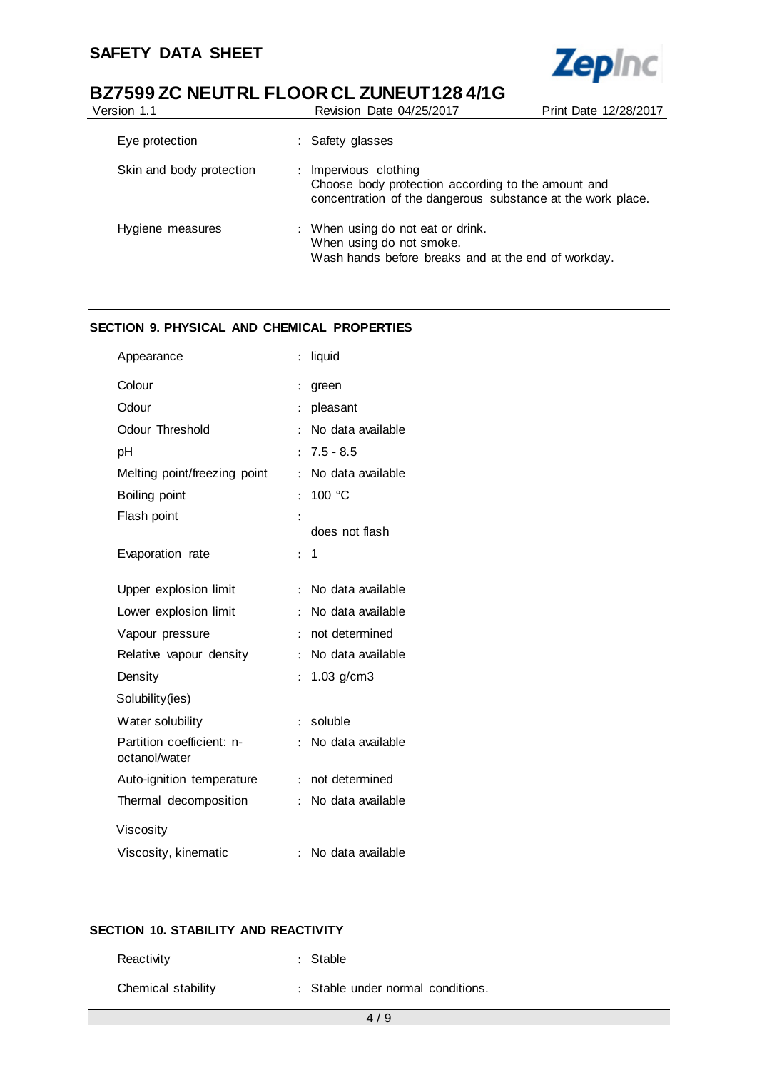| | |
|---|---|
| Eye protection | : Safety glasses |
| Skin and body protection | : Impervious clothing<br>Choose body protection according to the amount and concentration of the dangerous substance at the work place. |
| Hygiene measures | : When using do not eat or drink.<br>When using do not smoke.<br>Wash hands before breaks and at the end of workday. |

## SECTION 9. PHYSICAL AND CHEMICAL PROPERTIES

| | |
|---|---|
| Appearance | : liquid |
| Colour | : green |
| Odour | : pleasant |
| Odour Threshold | : No data available |
| pH | : 7.5 - 8.5 |
| Melting point/freezing point | : No data available |
| Boiling point | : 100 °C |
| Flash point | : does not flash |
| Evaporation rate | : 1 |
| Upper explosion limit | : No data available |
| Lower explosion limit | : No data available |
| Vapour pressure | : not determined |
| Relative vapour density | : No data available |
| Density | : 1.03 g/cm3 |
| Solubility(ies) | |
| Water solubility | : soluble |
| Partition coefficient: n-octanol/water | : No data available |
| Auto-ignition temperature | : not determined |
| Thermal decomposition | : No data available |
| Viscosity | |
| Viscosity, kinematic | : No data available |

## SECTION 10. STABILITY AND REACTIVITY

| | |
|---|---|
| Reactivity | : Stable |
| Chemical stability | : Stable under normal conditions. |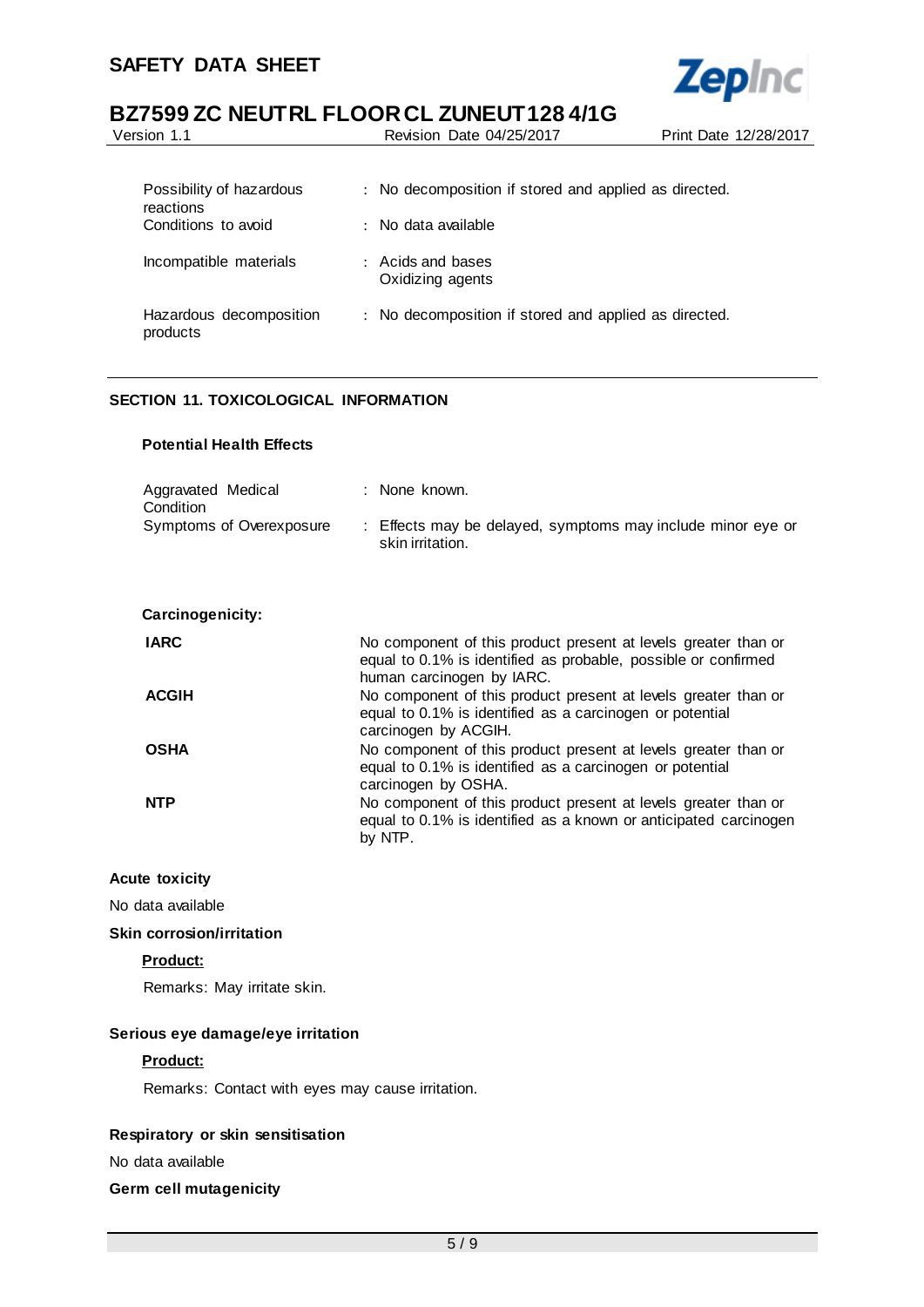| | | |
|---|---|---|
| Possibility of hazardous reactions | : | No decomposition if stored and applied as directed. |
| Conditions to avoid | : | No data available |
| Incompatible materials | : | Acids and bases<br>Oxidizing agents |
| Hazardous decomposition products | : | No decomposition if stored and applied as directed. |

## SECTION 11. TOXICOLOGICAL INFORMATION

### Potential Health Effects

| | | |
|---|---|---|
| Aggravated Medical Condition | : | None known. |
| Symptoms of Overexposure | : | Effects may be delayed, symptoms may include minor eye or skin irritation. |

### Carcinogenicity:

| | |
|---|---|
| **IARC** | No component of this product present at levels greater than or equal to 0.1% is identified as probable, possible or confirmed human carcinogen by IARC. |
| **ACGIH** | No component of this product present at levels greater than or equal to 0.1% is identified as a carcinogen or potential carcinogen by ACGIH. |
| **OSHA** | No component of this product present at levels greater than or equal to 0.1% is identified as a carcinogen or potential carcinogen by OSHA. |
| **NTP** | No component of this product present at levels greater than or equal to 0.1% is identified as a known or anticipated carcinogen by NTP. |

**Acute toxicity**

No data available

**Skin corrosion/irritation**

**Product:**

Remarks: May irritate skin.

**Serious eye damage/eye irritation**

**Product:**

Remarks: Contact with eyes may cause irritation.

**Respiratory or skin sensitisation**

No data available

**Germ cell mutagenicity**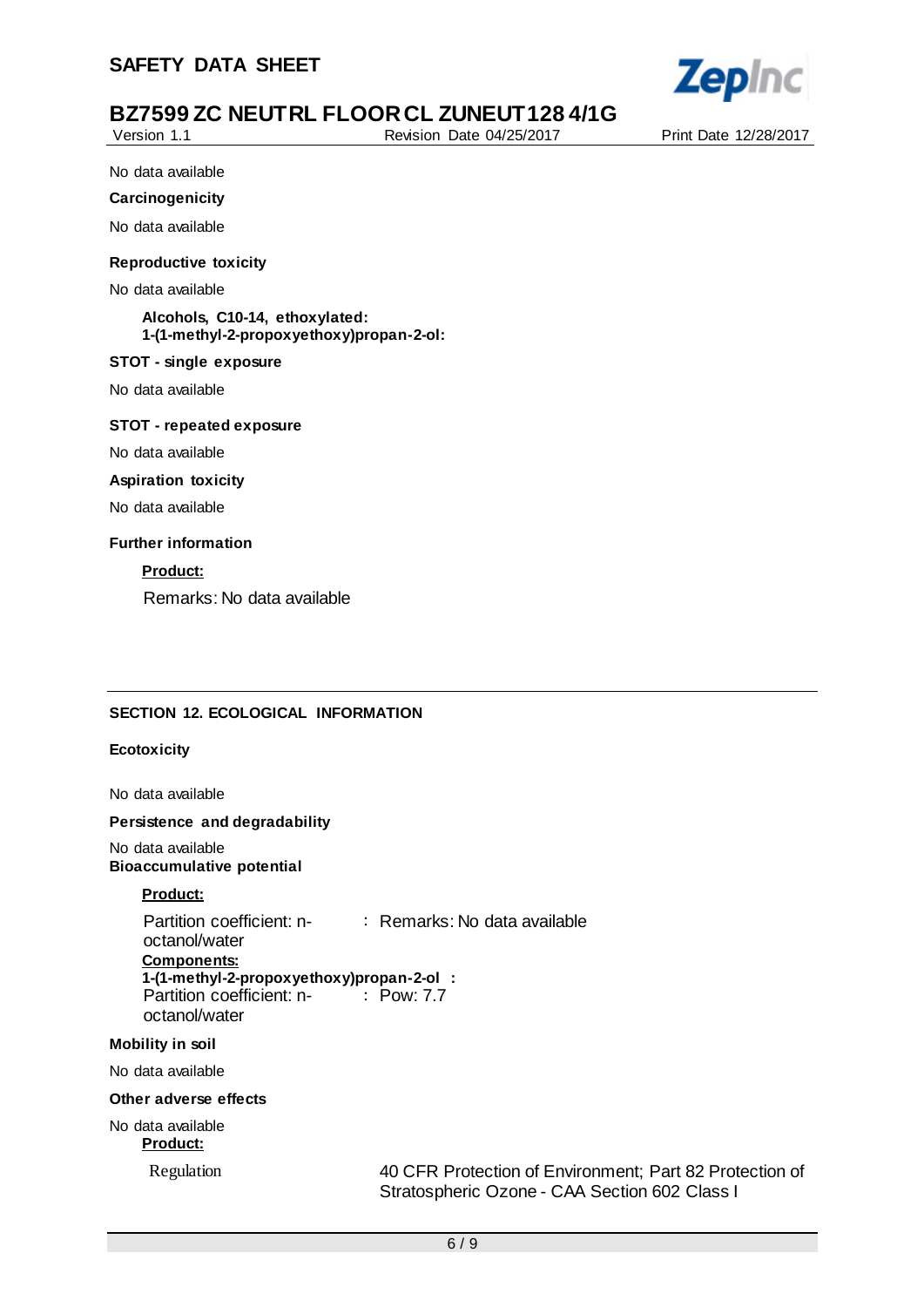No data available

**Carcinogenicity**

No data available

**Reproductive toxicity**

No data available

**Alcohols, C10-14, ethoxylated:**
**1-(1-methyl-2-propoxyethoxy)propan-2-ol:**

**STOT - single exposure**

No data available

**STOT - repeated exposure**

No data available

**Aspiration toxicity**

No data available

**Further information**

**Product:**

Remarks: No data available

## SECTION 12. ECOLOGICAL INFORMATION

**Ecotoxicity**

No data available

**Persistence and degradability**

No data available

**Bioaccumulative potential**

**Product:**

Partition coefficient: n-octanol/water : Remarks: No data available

**Components:**

**1-(1-methyl-2-propoxyethoxy)propan-2-ol :**

Partition coefficient: n-octanol/water : Pow: 7.7

**Mobility in soil**

No data available

**Other adverse effects**

No data available

**Product:**

Regulation 40 CFR Protection of Environment; Part 82 Protection of Stratospheric Ozone - CAA Section 602 Class I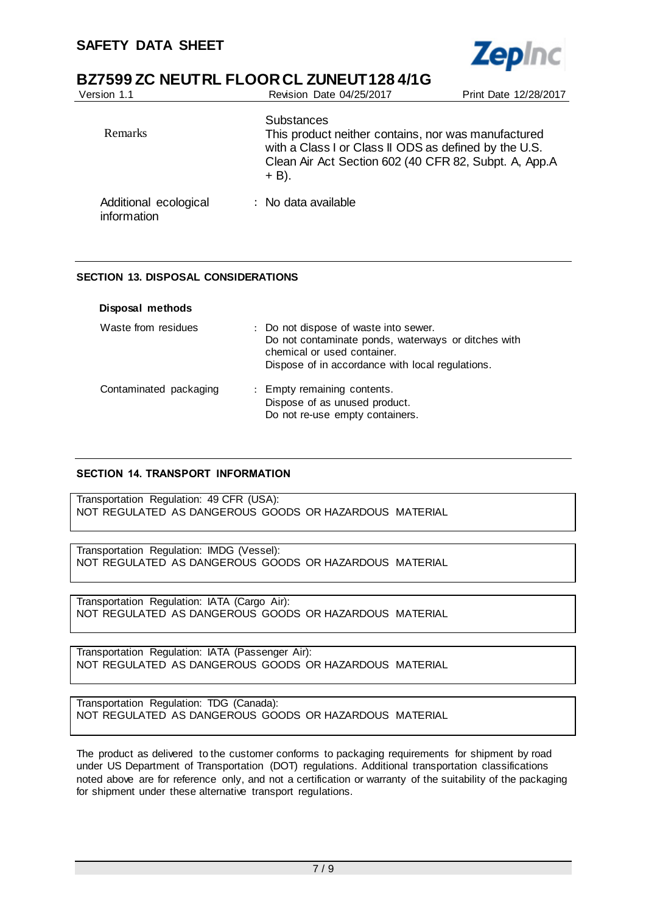| | |
|---|---|
| Remarks | Substances<br>This product neither contains, nor was manufactured with a Class I or Class II ODS as defined by the U.S. Clean Air Act Section 602 (40 CFR 82, Subpt. A, App.A + B). |
| Additional ecological information | : No data available |

## SECTION 13. DISPOSAL CONSIDERATIONS

**Disposal methods**

| | |
|---|---|
| Waste from residues | : Do not dispose of waste into sewer.<br>Do not contaminate ponds, waterways or ditches with chemical or used container.<br>Dispose of in accordance with local regulations. |
| Contaminated packaging | : Empty remaining contents.<br>Dispose of as unused product.<br>Do not re-use empty containers. |

## SECTION 14. TRANSPORT INFORMATION

Transportation Regulation: 49 CFR (USA):
NOT REGULATED AS DANGEROUS GOODS OR HAZARDOUS MATERIAL

Transportation Regulation: IMDG (Vessel):
NOT REGULATED AS DANGEROUS GOODS OR HAZARDOUS MATERIAL

Transportation Regulation: IATA (Cargo Air):
NOT REGULATED AS DANGEROUS GOODS OR HAZARDOUS MATERIAL

Transportation Regulation: IATA (Passenger Air):
NOT REGULATED AS DANGEROUS GOODS OR HAZARDOUS MATERIAL

Transportation Regulation: TDG (Canada):
NOT REGULATED AS DANGEROUS GOODS OR HAZARDOUS MATERIAL

The product as delivered to the customer conforms to packaging requirements for shipment by road under US Department of Transportation (DOT) regulations. Additional transportation classifications noted above are for reference only, and not a certification or warranty of the suitability of the packaging for shipment under these alternative transport regulations.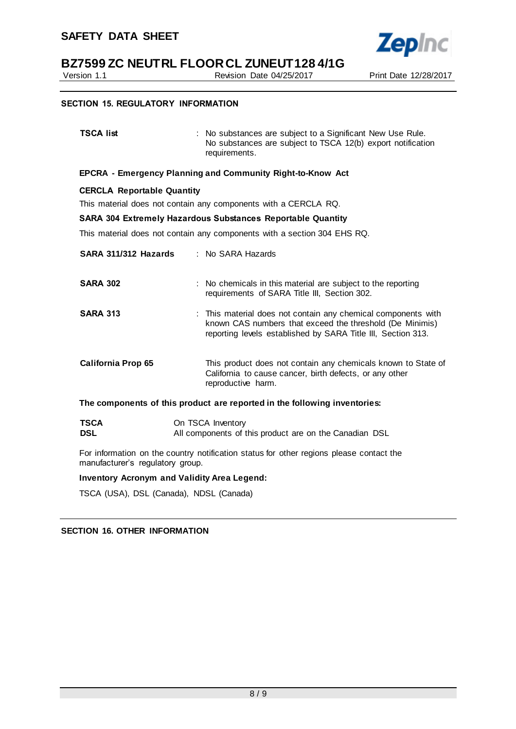## SECTION 15. REGULATORY INFORMATION

**TSCA list** : No substances are subject to a Significant New Use Rule.
No substances are subject to TSCA 12(b) export notification requirements.

**EPCRA - Emergency Planning and Community Right-to-Know Act**

**CERCLA Reportable Quantity**

This material does not contain any components with a CERCLA RQ.

**SARA 304 Extremely Hazardous Substances Reportable Quantity**

This material does not contain any components with a section 304 EHS RQ.

**SARA 311/312 Hazards** : No SARA Hazards

**SARA 302** : No chemicals in this material are subject to the reporting requirements of SARA Title III, Section 302.

**SARA 313** : This material does not contain any chemical components with known CAS numbers that exceed the threshold (De Minimis) reporting levels established by SARA Title III, Section 313.

**California Prop 65** This product does not contain any chemicals known to State of California to cause cancer, birth defects, or any other reproductive harm.

**The components of this product are reported in the following inventories:**

**TSCA** On TSCA Inventory
**DSL** All components of this product are on the Canadian DSL

For information on the country notification status for other regions please contact the manufacturer's regulatory group.

**Inventory Acronym and Validity Area Legend:**

TSCA (USA), DSL (Canada), NDSL (Canada)

## SECTION 16. OTHER INFORMATION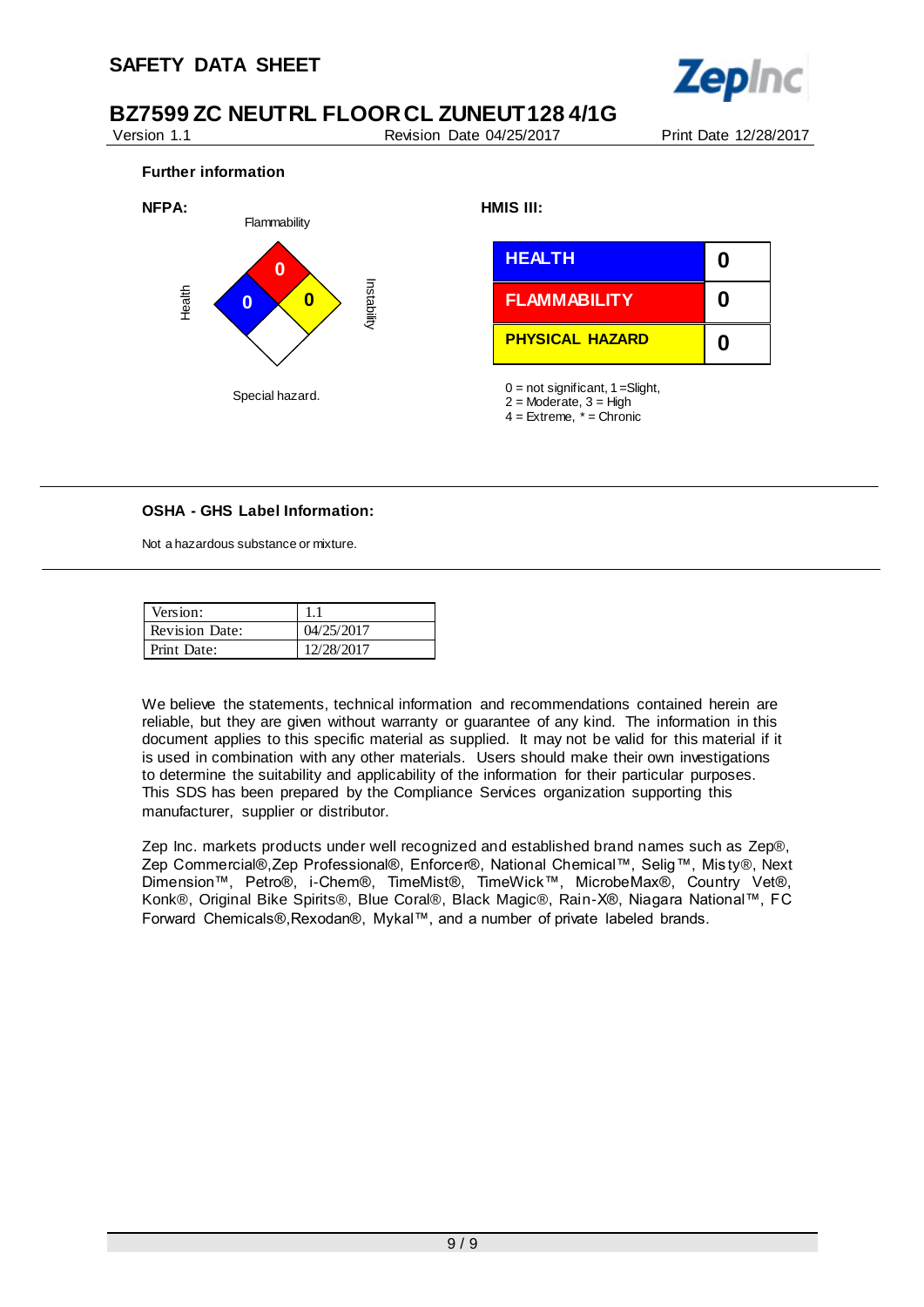### Further information

**NFPA:**

Flammability: 0

Health: 0

Instability: 0

Special hazard.

**HMIS III:**

| | |
|---|---|
| HEALTH | 0 |
| FLAMMABILITY | 0 |
| PHYSICAL HAZARD | 0 |

0 = not significant, 1 =Slight,
2 = Moderate, 3 = High
4 = Extreme, * = Chronic

**OSHA - GHS Label Information:**

Not a hazardous substance or mixture.

| | |
|---|---|
| Version: | 1.1 |
| Revision Date: | 04/25/2017 |
| Print Date: | 12/28/2017 |

We believe the statements, technical information and recommendations contained herein are reliable, but they are given without warranty or guarantee of any kind. The information in this document applies to this specific material as supplied. It may not be valid for this material if it is used in combination with any other materials. Users should make their own investigations to determine the suitability and applicability of the information for their particular purposes. This SDS has been prepared by the Compliance Services organization supporting this manufacturer, supplier or distributor.

Zep Inc. markets products under well recognized and established brand names such as Zep®, Zep Commercial®,Zep Professional®, Enforcer®, National Chemical™, Selig™, Misty®, Next Dimension™, Petro®, i-Chem®, TimeMist®, TimeWick™, MicrobeMax®, Country Vet®, Konk®, Original Bike Spirits®, Blue Coral®, Black Magic®, Rain-X®, Niagara National™, FC Forward Chemicals®,Rexodan®, Mykal™, and a number of private labeled brands.